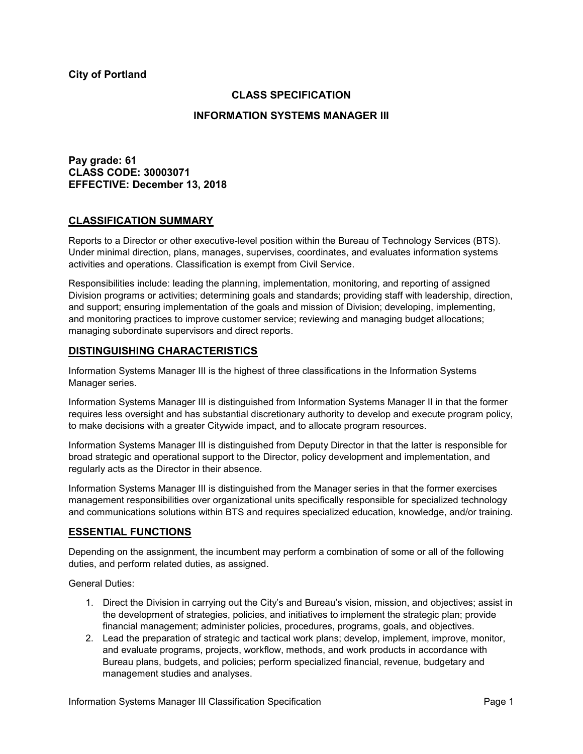**City of Portland**

## CLASS SPECIFICATION

## INFORMATION SYSTEMS MANAGER III

**Pay grade: 61**
**CLASS CODE: 30003071**
**EFFECTIVE: December 13, 2018**

## CLASSIFICATION SUMMARY

Reports to a Director or other executive-level position within the Bureau of Technology Services (BTS). Under minimal direction, plans, manages, supervises, coordinates, and evaluates information systems activities and operations. Classification is exempt from Civil Service.

Responsibilities include: leading the planning, implementation, monitoring, and reporting of assigned Division programs or activities; determining goals and standards; providing staff with leadership, direction, and support; ensuring implementation of the goals and mission of Division; developing, implementing, and monitoring practices to improve customer service; reviewing and managing budget allocations; managing subordinate supervisors and direct reports.

## DISTINGUISHING CHARACTERISTICS

Information Systems Manager III is the highest of three classifications in the Information Systems Manager series.

Information Systems Manager III is distinguished from Information Systems Manager II in that the former requires less oversight and has substantial discretionary authority to develop and execute program policy, to make decisions with a greater Citywide impact, and to allocate program resources.

Information Systems Manager III is distinguished from Deputy Director in that the latter is responsible for broad strategic and operational support to the Director, policy development and implementation, and regularly acts as the Director in their absence.

Information Systems Manager III is distinguished from the Manager series in that the former exercises management responsibilities over organizational units specifically responsible for specialized technology and communications solutions within BTS and requires specialized education, knowledge, and/or training.

## ESSENTIAL FUNCTIONS

Depending on the assignment, the incumbent may perform a combination of some or all of the following duties, and perform related duties, as assigned.

General Duties:

1. Direct the Division in carrying out the City's and Bureau's vision, mission, and objectives; assist in the development of strategies, policies, and initiatives to implement the strategic plan; provide financial management; administer policies, procedures, programs, goals, and objectives.
2. Lead the preparation of strategic and tactical work plans; develop, implement, improve, monitor, and evaluate programs, projects, workflow, methods, and work products in accordance with Bureau plans, budgets, and policies; perform specialized financial, revenue, budgetary and management studies and analyses.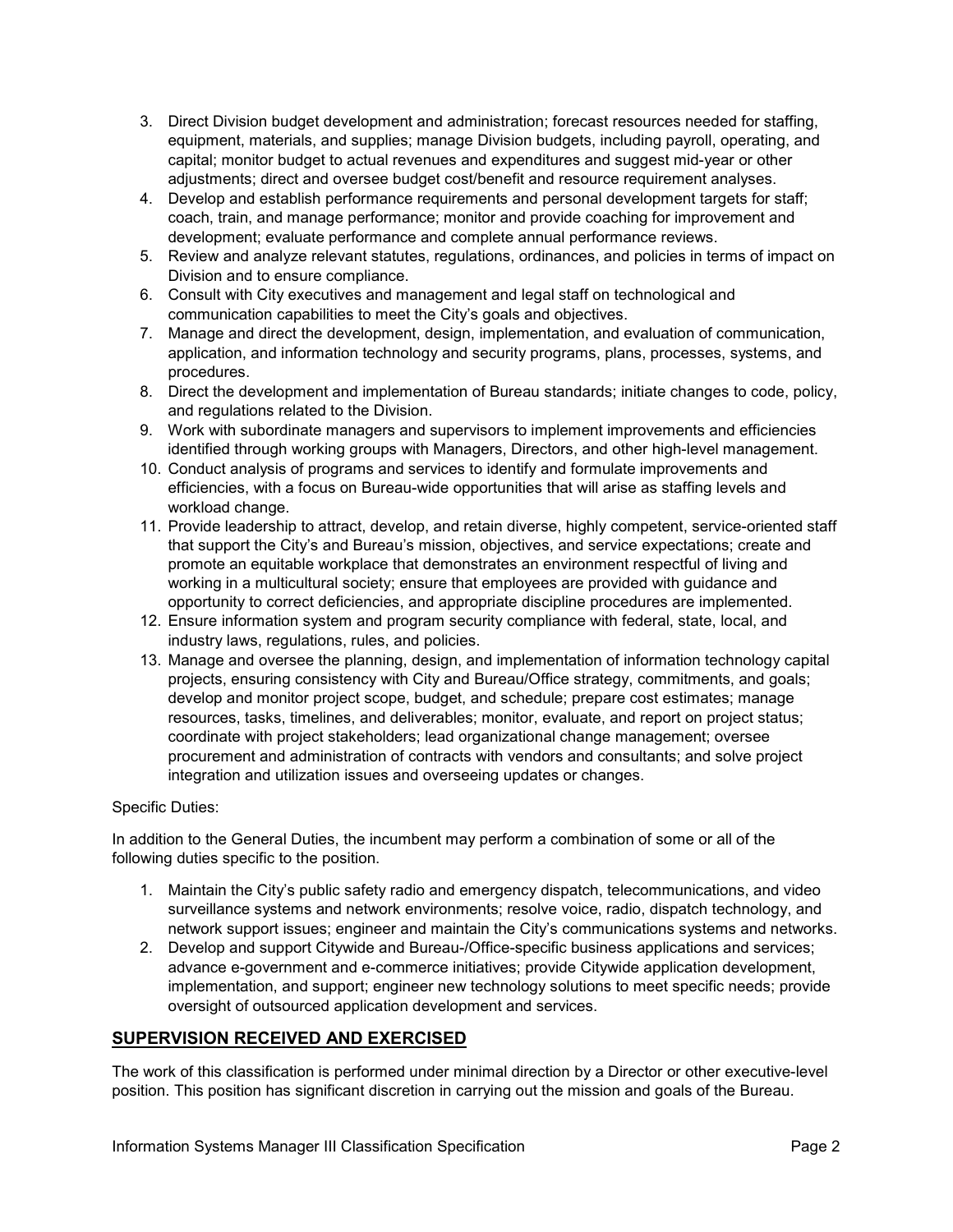3. Direct Division budget development and administration; forecast resources needed for staffing, equipment, materials, and supplies; manage Division budgets, including payroll, operating, and capital; monitor budget to actual revenues and expenditures and suggest mid-year or other adjustments; direct and oversee budget cost/benefit and resource requirement analyses.
4. Develop and establish performance requirements and personal development targets for staff; coach, train, and manage performance; monitor and provide coaching for improvement and development; evaluate performance and complete annual performance reviews.
5. Review and analyze relevant statutes, regulations, ordinances, and policies in terms of impact on Division and to ensure compliance.
6. Consult with City executives and management and legal staff on technological and communication capabilities to meet the City's goals and objectives.
7. Manage and direct the development, design, implementation, and evaluation of communication, application, and information technology and security programs, plans, processes, systems, and procedures.
8. Direct the development and implementation of Bureau standards; initiate changes to code, policy, and regulations related to the Division.
9. Work with subordinate managers and supervisors to implement improvements and efficiencies identified through working groups with Managers, Directors, and other high-level management.
10. Conduct analysis of programs and services to identify and formulate improvements and efficiencies, with a focus on Bureau-wide opportunities that will arise as staffing levels and workload change.
11. Provide leadership to attract, develop, and retain diverse, highly competent, service-oriented staff that support the City's and Bureau's mission, objectives, and service expectations; create and promote an equitable workplace that demonstrates an environment respectful of living and working in a multicultural society; ensure that employees are provided with guidance and opportunity to correct deficiencies, and appropriate discipline procedures are implemented.
12. Ensure information system and program security compliance with federal, state, local, and industry laws, regulations, rules, and policies.
13. Manage and oversee the planning, design, and implementation of information technology capital projects, ensuring consistency with City and Bureau/Office strategy, commitments, and goals; develop and monitor project scope, budget, and schedule; prepare cost estimates; manage resources, tasks, timelines, and deliverables; monitor, evaluate, and report on project status; coordinate with project stakeholders; lead organizational change management; oversee procurement and administration of contracts with vendors and consultants; and solve project integration and utilization issues and overseeing updates or changes.

Specific Duties:

In addition to the General Duties, the incumbent may perform a combination of some or all of the following duties specific to the position.

1. Maintain the City's public safety radio and emergency dispatch, telecommunications, and video surveillance systems and network environments; resolve voice, radio, dispatch technology, and network support issues; engineer and maintain the City's communications systems and networks.
2. Develop and support Citywide and Bureau-/Office-specific business applications and services; advance e-government and e-commerce initiatives; provide Citywide application development, implementation, and support; engineer new technology solutions to meet specific needs; provide oversight of outsourced application development and services.

## SUPERVISION RECEIVED AND EXERCISED

The work of this classification is performed under minimal direction by a Director or other executive-level position. This position has significant discretion in carrying out the mission and goals of the Bureau.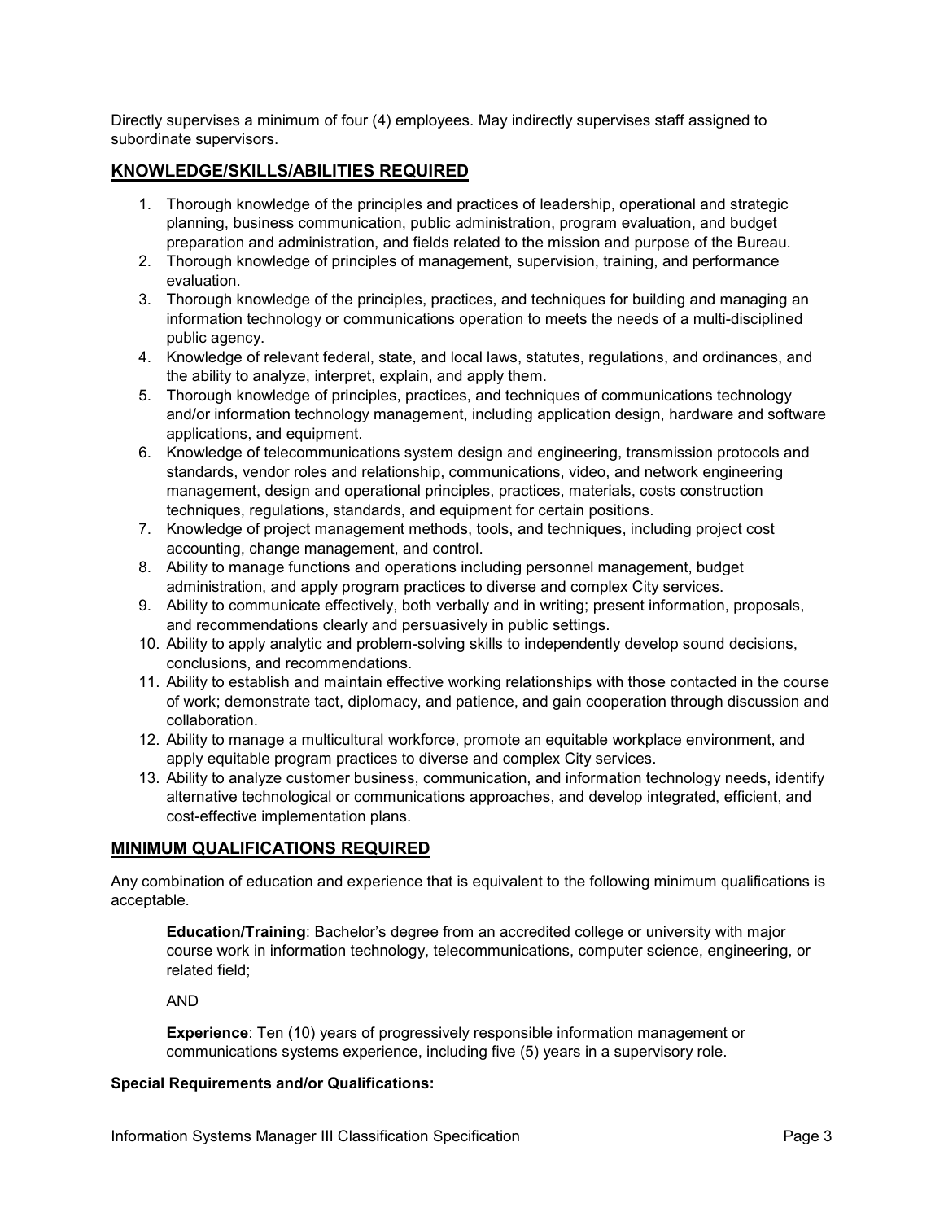Directly supervises a minimum of four (4) employees. May indirectly supervises staff assigned to subordinate supervisors.

## KNOWLEDGE/SKILLS/ABILITIES REQUIRED

1. Thorough knowledge of the principles and practices of leadership, operational and strategic planning, business communication, public administration, program evaluation, and budget preparation and administration, and fields related to the mission and purpose of the Bureau.
2. Thorough knowledge of principles of management, supervision, training, and performance evaluation.
3. Thorough knowledge of the principles, practices, and techniques for building and managing an information technology or communications operation to meets the needs of a multi-disciplined public agency.
4. Knowledge of relevant federal, state, and local laws, statutes, regulations, and ordinances, and the ability to analyze, interpret, explain, and apply them.
5. Thorough knowledge of principles, practices, and techniques of communications technology and/or information technology management, including application design, hardware and software applications, and equipment.
6. Knowledge of telecommunications system design and engineering, transmission protocols and standards, vendor roles and relationship, communications, video, and network engineering management, design and operational principles, practices, materials, costs construction techniques, regulations, standards, and equipment for certain positions.
7. Knowledge of project management methods, tools, and techniques, including project cost accounting, change management, and control.
8. Ability to manage functions and operations including personnel management, budget administration, and apply program practices to diverse and complex City services.
9. Ability to communicate effectively, both verbally and in writing; present information, proposals, and recommendations clearly and persuasively in public settings.
10. Ability to apply analytic and problem-solving skills to independently develop sound decisions, conclusions, and recommendations.
11. Ability to establish and maintain effective working relationships with those contacted in the course of work; demonstrate tact, diplomacy, and patience, and gain cooperation through discussion and collaboration.
12. Ability to manage a multicultural workforce, promote an equitable workplace environment, and apply equitable program practices to diverse and complex City services.
13. Ability to analyze customer business, communication, and information technology needs, identify alternative technological or communications approaches, and develop integrated, efficient, and cost-effective implementation plans.

## MINIMUM QUALIFICATIONS REQUIRED

Any combination of education and experience that is equivalent to the following minimum qualifications is acceptable.

> **Education/Training**: Bachelor's degree from an accredited college or university with major course work in information technology, telecommunications, computer science, engineering, or related field;
>
> AND
>
> **Experience**: Ten (10) years of progressively responsible information management or communications systems experience, including five (5) years in a supervisory role.

**Special Requirements and/or Qualifications:**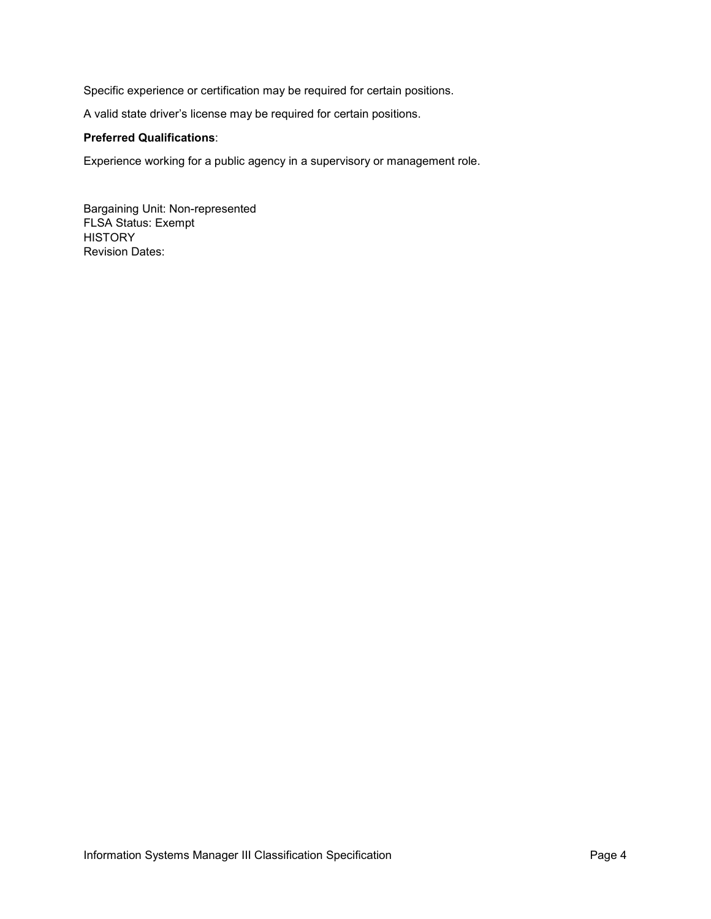Specific experience or certification may be required for certain positions.

A valid state driver's license may be required for certain positions.

**Preferred Qualifications**:

Experience working for a public agency in a supervisory or management role.

Bargaining Unit: Non-represented
FLSA Status: Exempt
HISTORY
Revision Dates: